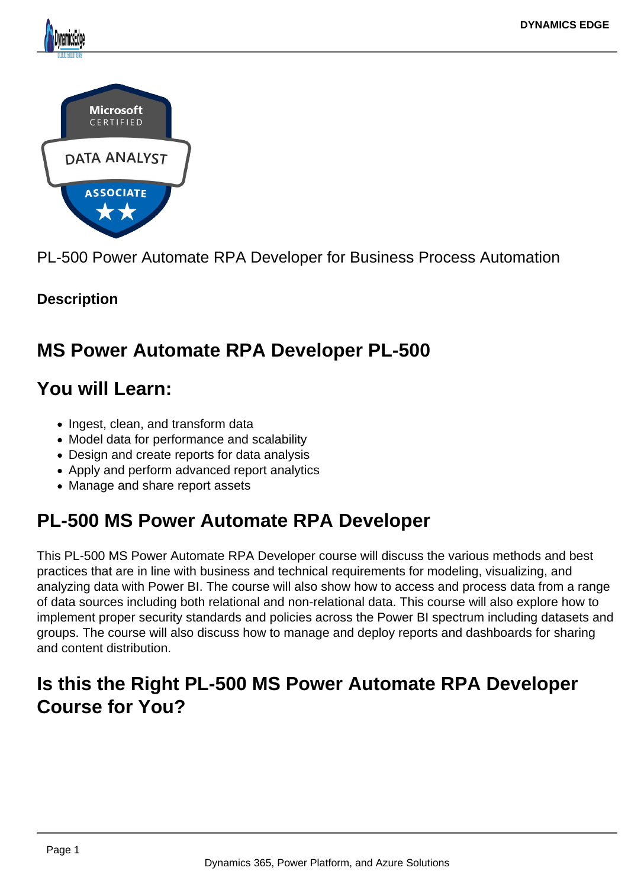PL-500 Power Automate RPA Developer for Business Process Automation

**Description**

## MS Power Automate RPA Developer PL-500

## You will Learn:

- Ingest, clean, and transform data
- Model data for performance and scalability
- Design and create reports for data analysis
- Apply and perform advanced report analytics
- Manage and share report assets

## PL-500 MS Power Automate RPA Developer

This PL-500 MS Power Automate RPA Developer course will discuss the various methods and best practices that are in line with business and technical requirements for modeling, visualizing, and analyzing data with Power BI. The course will also show how to access and process data from a range of data sources including both relational and non-relational data. This course will also explore how to implement proper security standards and policies across the Power BI spectrum including datasets and groups. The course will also discuss how to manage and deploy reports and dashboards for sharing and content distribution.

## Is this the Right PL-500 MS Power Automate RPA Developer Course for You?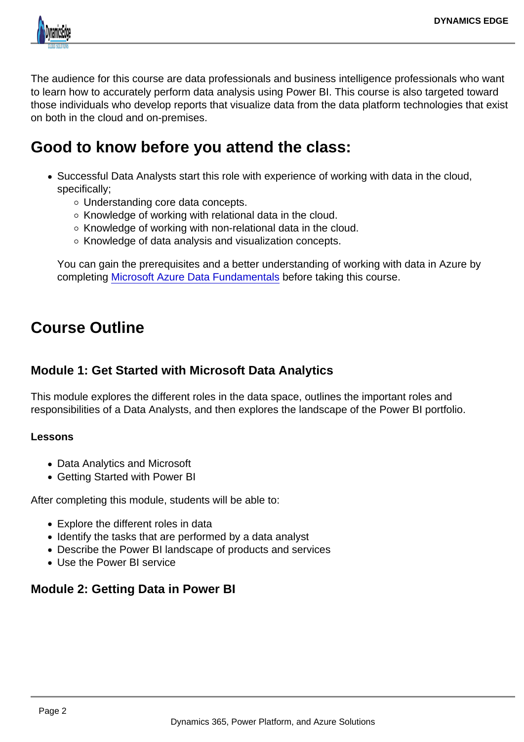The audience for this course are data professionals and business intelligence professionals who want to learn how to accurately perform data analysis using Power BI. This course is also targeted toward those individuals who develop reports that visualize data from the data platform technologies that exist on both in the cloud and on-premises.

## Good to know before you attend the class:

- Successful Data Analysts start this role with experience of working with data in the cloud, specifically;
  - Understanding core data concepts.
  - Knowledge of working with relational data in the cloud.
  - Knowledge of working with non-relational data in the cloud.
  - Knowledge of data analysis and visualization concepts.

  You can gain the prerequisites and a better understanding of working with data in Azure by completing [Microsoft Azure Data Fundamentals] before taking this course.

## Course Outline

### Module 1: Get Started with Microsoft Data Analytics

This module explores the different roles in the data space, outlines the important roles and responsibilities of a Data Analysts, and then explores the landscape of the Power BI portfolio.

**Lessons**

- Data Analytics and Microsoft
- Getting Started with Power BI

After completing this module, students will be able to:

- Explore the different roles in data
- Identify the tasks that are performed by a data analyst
- Describe the Power BI landscape of products and services
- Use the Power BI service

### Module 2: Getting Data in Power BI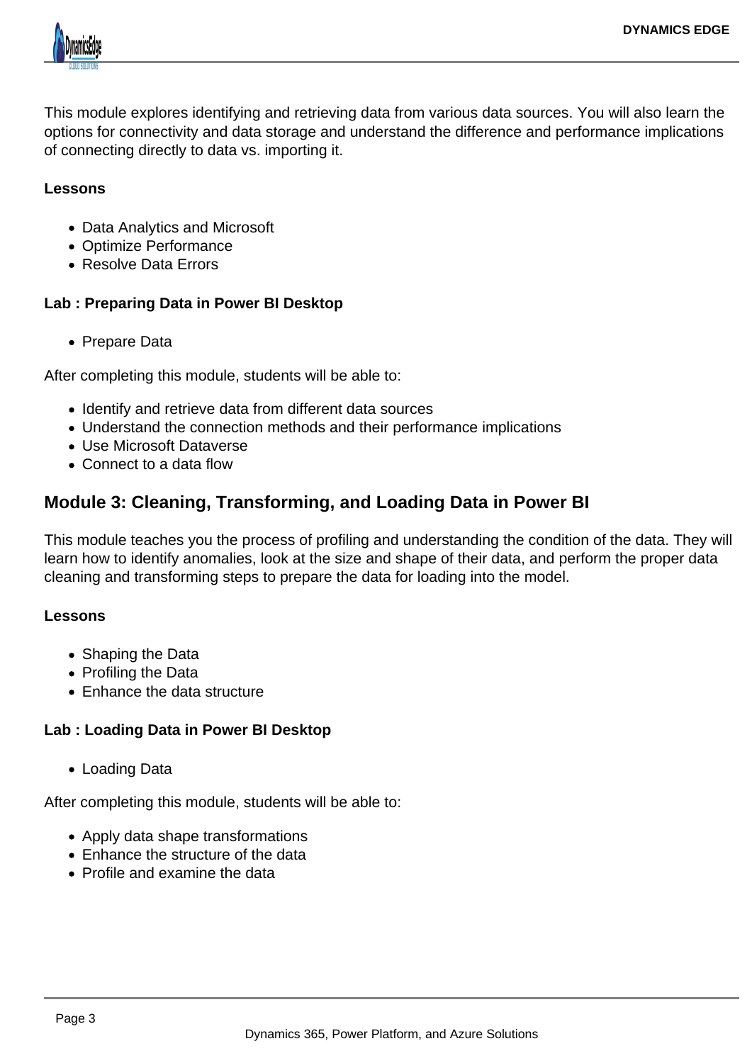This module explores identifying and retrieving data from various data sources. You will also learn the options for connectivity and data storage and understand the difference and performance implications of connecting directly to data vs. importing it.

**Lessons**

- Data Analytics and Microsoft
- Optimize Performance
- Resolve Data Errors

**Lab : Preparing Data in Power BI Desktop**

- Prepare Data

After completing this module, students will be able to:

- Identify and retrieve data from different data sources
- Understand the connection methods and their performance implications
- Use Microsoft Dataverse
- Connect to a data flow

## Module 3: Cleaning, Transforming, and Loading Data in Power BI

This module teaches you the process of profiling and understanding the condition of the data. They will learn how to identify anomalies, look at the size and shape of their data, and perform the proper data cleaning and transforming steps to prepare the data for loading into the model.

**Lessons**

- Shaping the Data
- Profiling the Data
- Enhance the data structure

**Lab : Loading Data in Power BI Desktop**

- Loading Data

After completing this module, students will be able to:

- Apply data shape transformations
- Enhance the structure of the data
- Profile and examine the data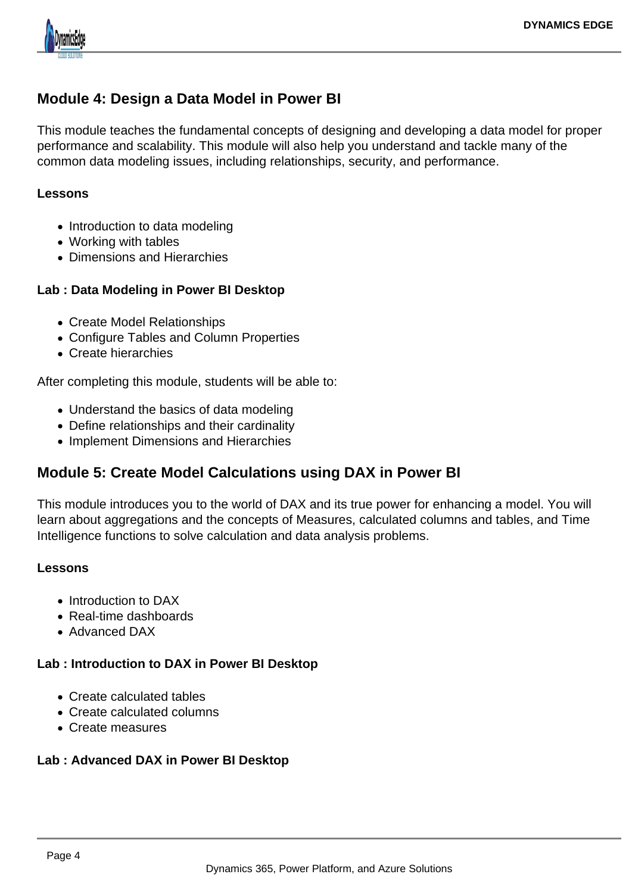## Module 4: Design a Data Model in Power BI

This module teaches the fundamental concepts of designing and developing a data model for proper performance and scalability. This module will also help you understand and tackle many of the common data modeling issues, including relationships, security, and performance.

**Lessons**

- Introduction to data modeling
- Working with tables
- Dimensions and Hierarchies

**Lab : Data Modeling in Power BI Desktop**

- Create Model Relationships
- Configure Tables and Column Properties
- Create hierarchies

After completing this module, students will be able to:

- Understand the basics of data modeling
- Define relationships and their cardinality
- Implement Dimensions and Hierarchies

## Module 5: Create Model Calculations using DAX in Power BI

This module introduces you to the world of DAX and its true power for enhancing a model. You will learn about aggregations and the concepts of Measures, calculated columns and tables, and Time Intelligence functions to solve calculation and data analysis problems.

**Lessons**

- Introduction to DAX
- Real-time dashboards
- Advanced DAX

**Lab : Introduction to DAX in Power BI Desktop**

- Create calculated tables
- Create calculated columns
- Create measures

**Lab : Advanced DAX in Power BI Desktop**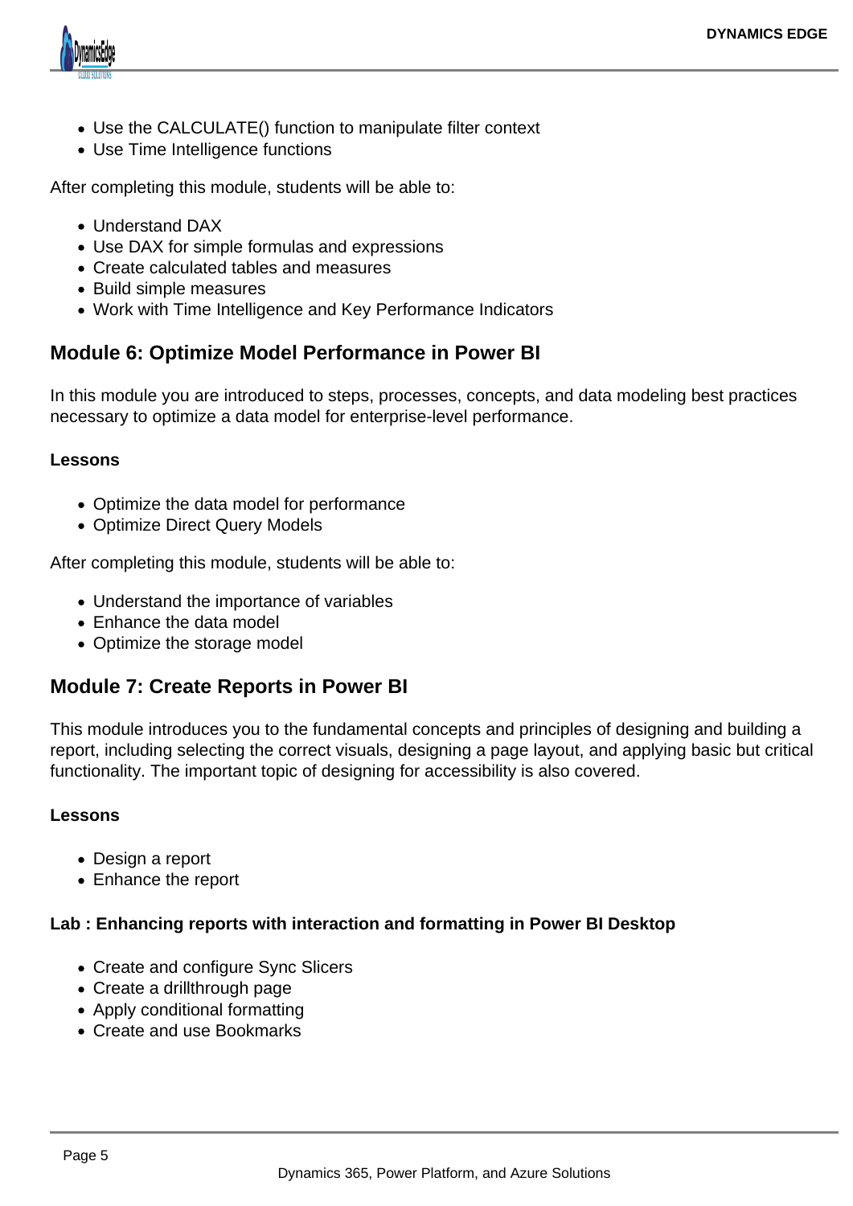- Use the CALCULATE() function to manipulate filter context
- Use Time Intelligence functions

After completing this module, students will be able to:

- Understand DAX
- Use DAX for simple formulas and expressions
- Create calculated tables and measures
- Build simple measures
- Work with Time Intelligence and Key Performance Indicators

## Module 6: Optimize Model Performance in Power BI

In this module you are introduced to steps, processes, concepts, and data modeling best practices necessary to optimize a data model for enterprise-level performance.

**Lessons**

- Optimize the data model for performance
- Optimize Direct Query Models

After completing this module, students will be able to:

- Understand the importance of variables
- Enhance the data model
- Optimize the storage model

## Module 7: Create Reports in Power BI

This module introduces you to the fundamental concepts and principles of designing and building a report, including selecting the correct visuals, designing a page layout, and applying basic but critical functionality. The important topic of designing for accessibility is also covered.

**Lessons**

- Design a report
- Enhance the report

**Lab : Enhancing reports with interaction and formatting in Power BI Desktop**

- Create and configure Sync Slicers
- Create a drillthrough page
- Apply conditional formatting
- Create and use Bookmarks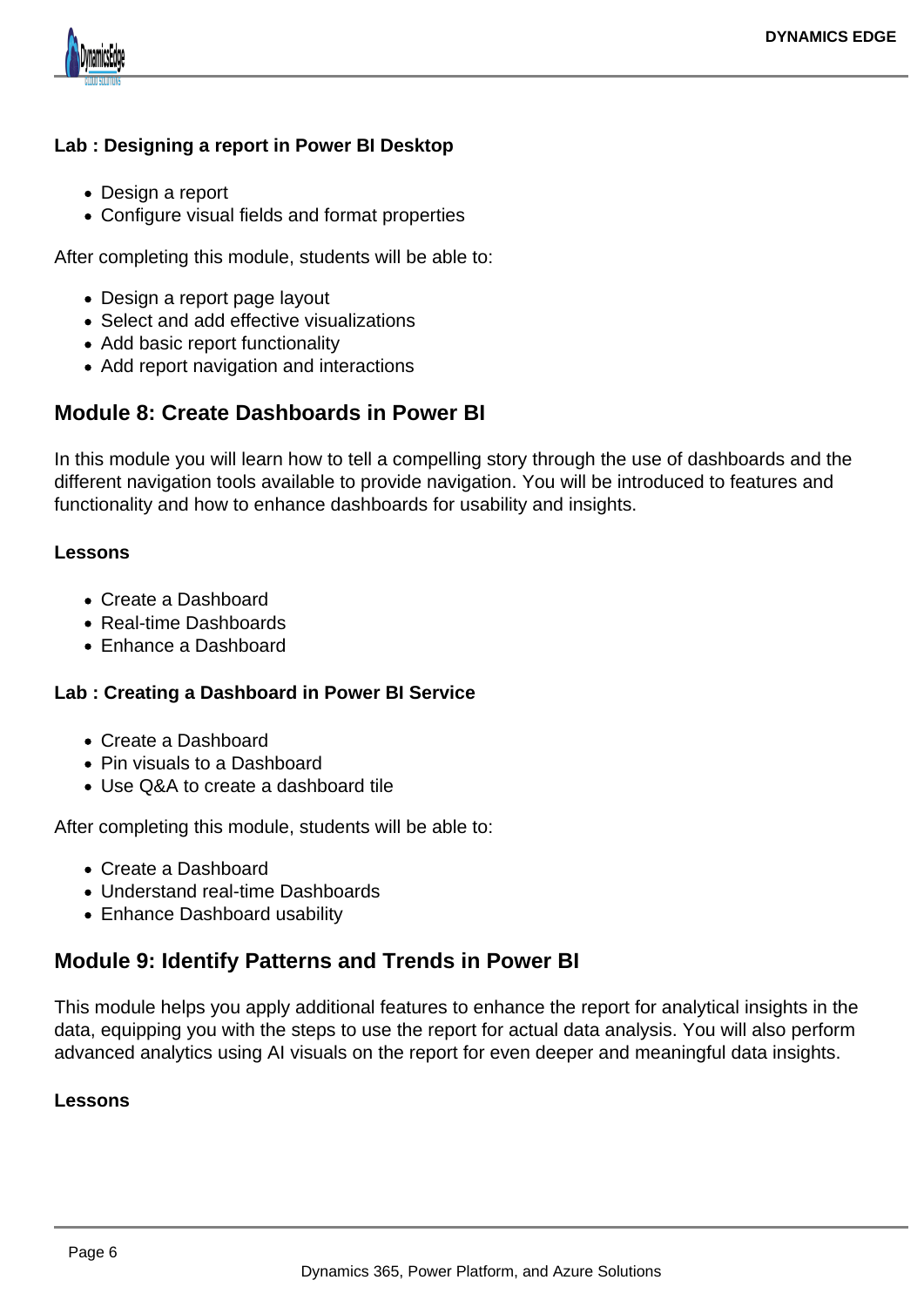**Lab : Designing a report in Power BI Desktop**

- Design a report
- Configure visual fields and format properties

After completing this module, students will be able to:

- Design a report page layout
- Select and add effective visualizations
- Add basic report functionality
- Add report navigation and interactions

## Module 8: Create Dashboards in Power BI

In this module you will learn how to tell a compelling story through the use of dashboards and the different navigation tools available to provide navigation. You will be introduced to features and functionality and how to enhance dashboards for usability and insights.

**Lessons**

- Create a Dashboard
- Real-time Dashboards
- Enhance a Dashboard

**Lab : Creating a Dashboard in Power BI Service**

- Create a Dashboard
- Pin visuals to a Dashboard
- Use Q&A to create a dashboard tile

After completing this module, students will be able to:

- Create a Dashboard
- Understand real-time Dashboards
- Enhance Dashboard usability

## Module 9: Identify Patterns and Trends in Power BI

This module helps you apply additional features to enhance the report for analytical insights in the data, equipping you with the steps to use the report for actual data analysis. You will also perform advanced analytics using AI visuals on the report for even deeper and meaningful data insights.

**Lessons**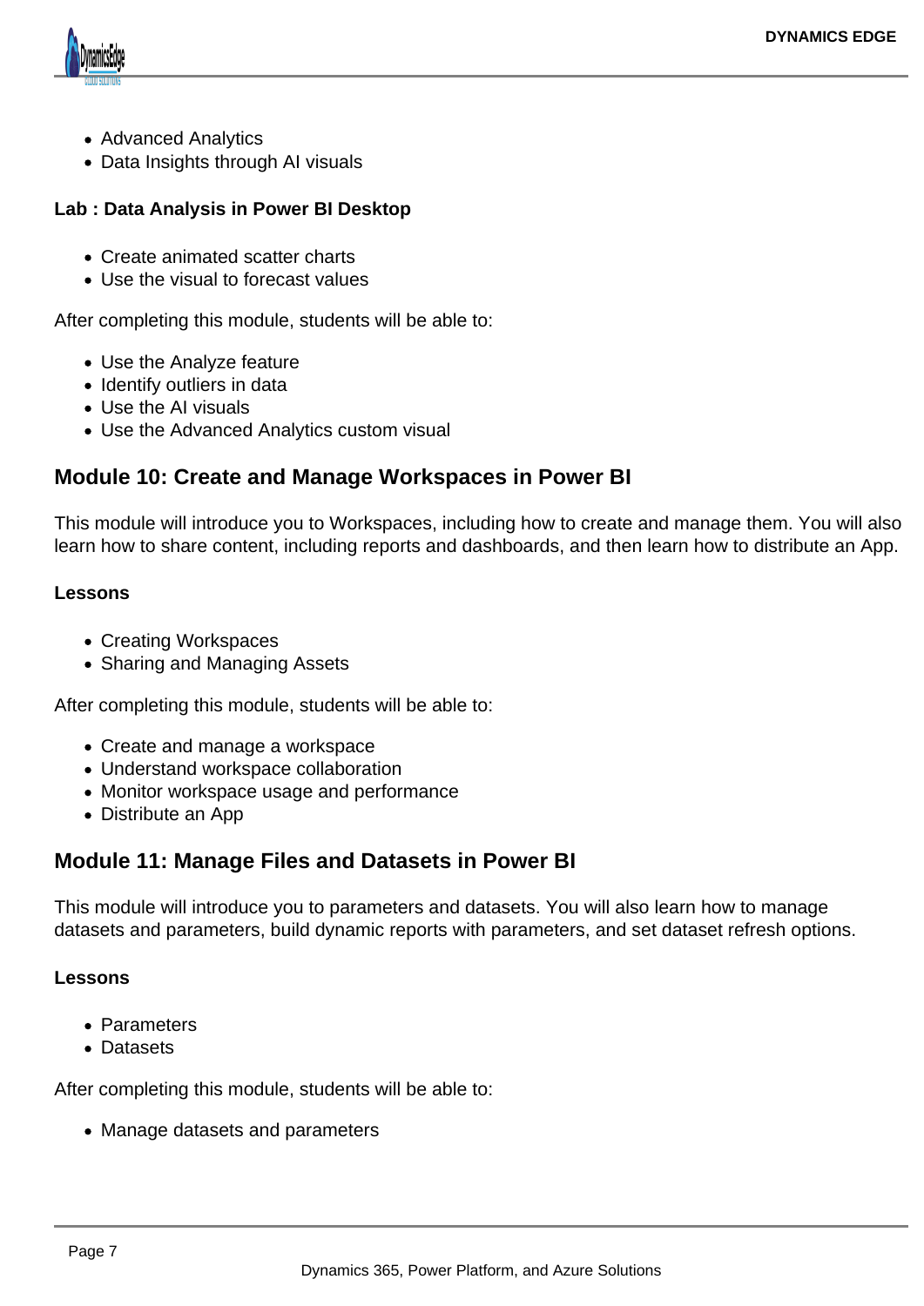- Advanced Analytics
- Data Insights through AI visuals

**Lab : Data Analysis in Power BI Desktop**

- Create animated scatter charts
- Use the visual to forecast values

After completing this module, students will be able to:

- Use the Analyze feature
- Identify outliers in data
- Use the AI visuals
- Use the Advanced Analytics custom visual

## Module 10: Create and Manage Workspaces in Power BI

This module will introduce you to Workspaces, including how to create and manage them. You will also learn how to share content, including reports and dashboards, and then learn how to distribute an App.

**Lessons**

- Creating Workspaces
- Sharing and Managing Assets

After completing this module, students will be able to:

- Create and manage a workspace
- Understand workspace collaboration
- Monitor workspace usage and performance
- Distribute an App

## Module 11: Manage Files and Datasets in Power BI

This module will introduce you to parameters and datasets. You will also learn how to manage datasets and parameters, build dynamic reports with parameters, and set dataset refresh options.

**Lessons**

- Parameters
- Datasets

After completing this module, students will be able to:

- Manage datasets and parameters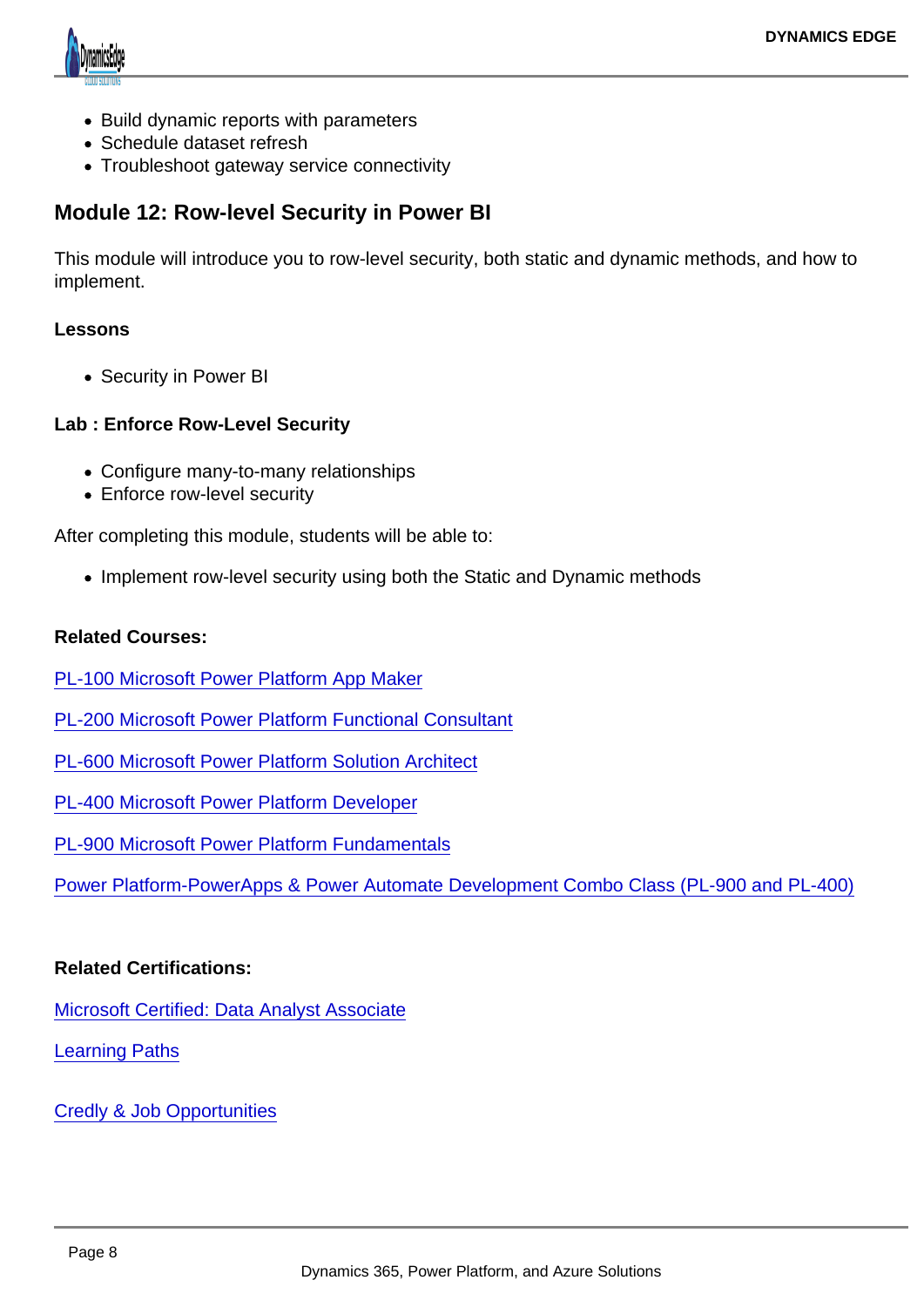- Build dynamic reports with parameters
- Schedule dataset refresh
- Troubleshoot gateway service connectivity

### Module 12: Row-level Security in Power BI

This module will introduce you to row-level security, both static and dynamic methods, and how to implement.

**Lessons**

- Security in Power BI

**Lab : Enforce Row-Level Security**

- Configure many-to-many relationships
- Enforce row-level security

After completing this module, students will be able to:

- Implement row-level security using both the Static and Dynamic methods

**Related Courses:**

PL-100 Microsoft Power Platform App Maker

PL-200 Microsoft Power Platform Functional Consultant

PL-600 Microsoft Power Platform Solution Architect

PL-400 Microsoft Power Platform Developer

PL-900 Microsoft Power Platform Fundamentals

Power Platform-PowerApps & Power Automate Development Combo Class (PL-900 and PL-400)

**Related Certifications:**

Microsoft Certified: Data Analyst Associate

Learning Paths

Credly & Job Opportunities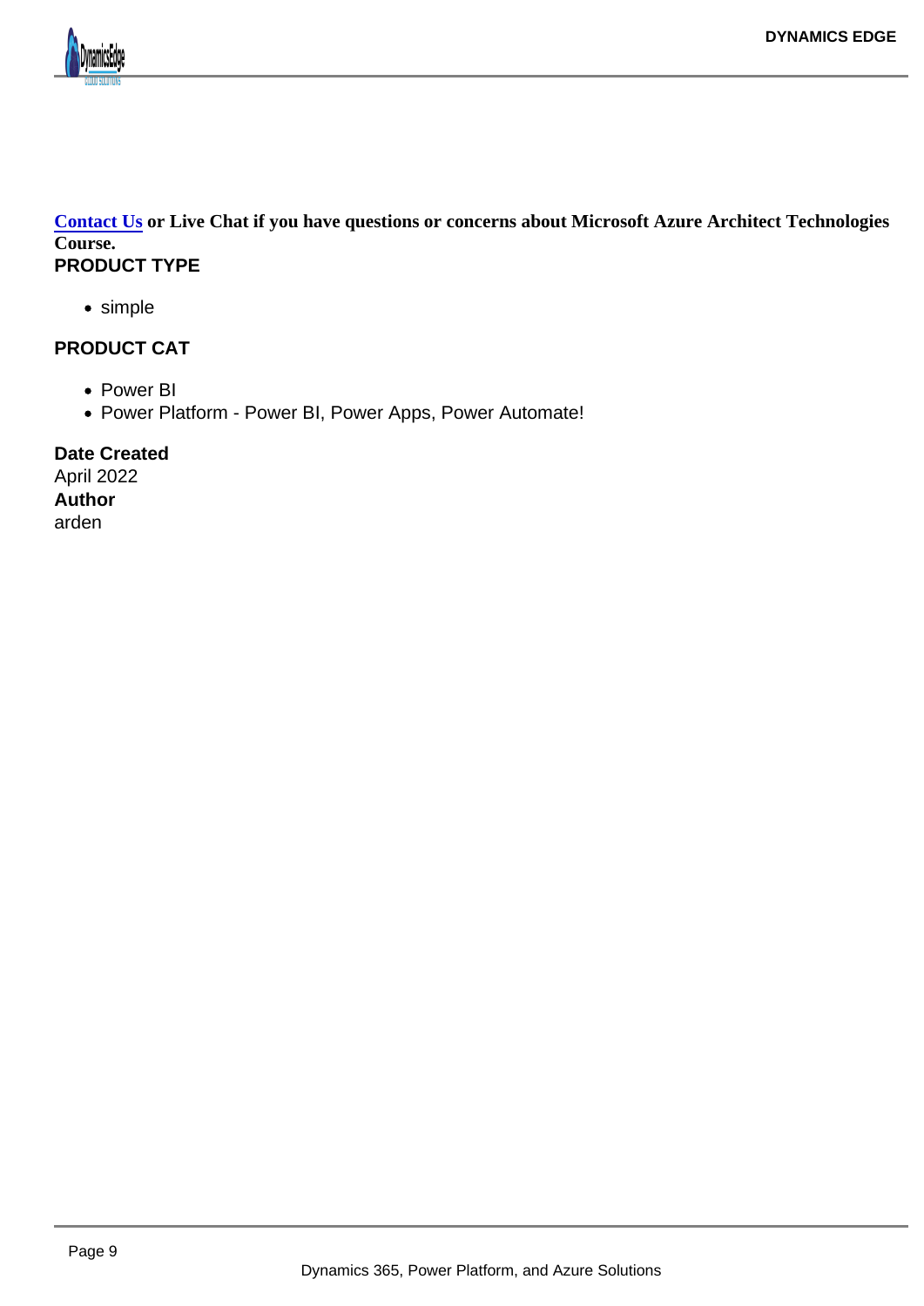**[Contact Us](#) or Live Chat if you have questions or concerns about Microsoft Azure Architect Technologies Course.**

**PRODUCT TYPE**

- simple

**PRODUCT CAT**

- Power BI
- Power Platform - Power BI, Power Apps, Power Automate!

**Date Created**
April 2022
**Author**
arden